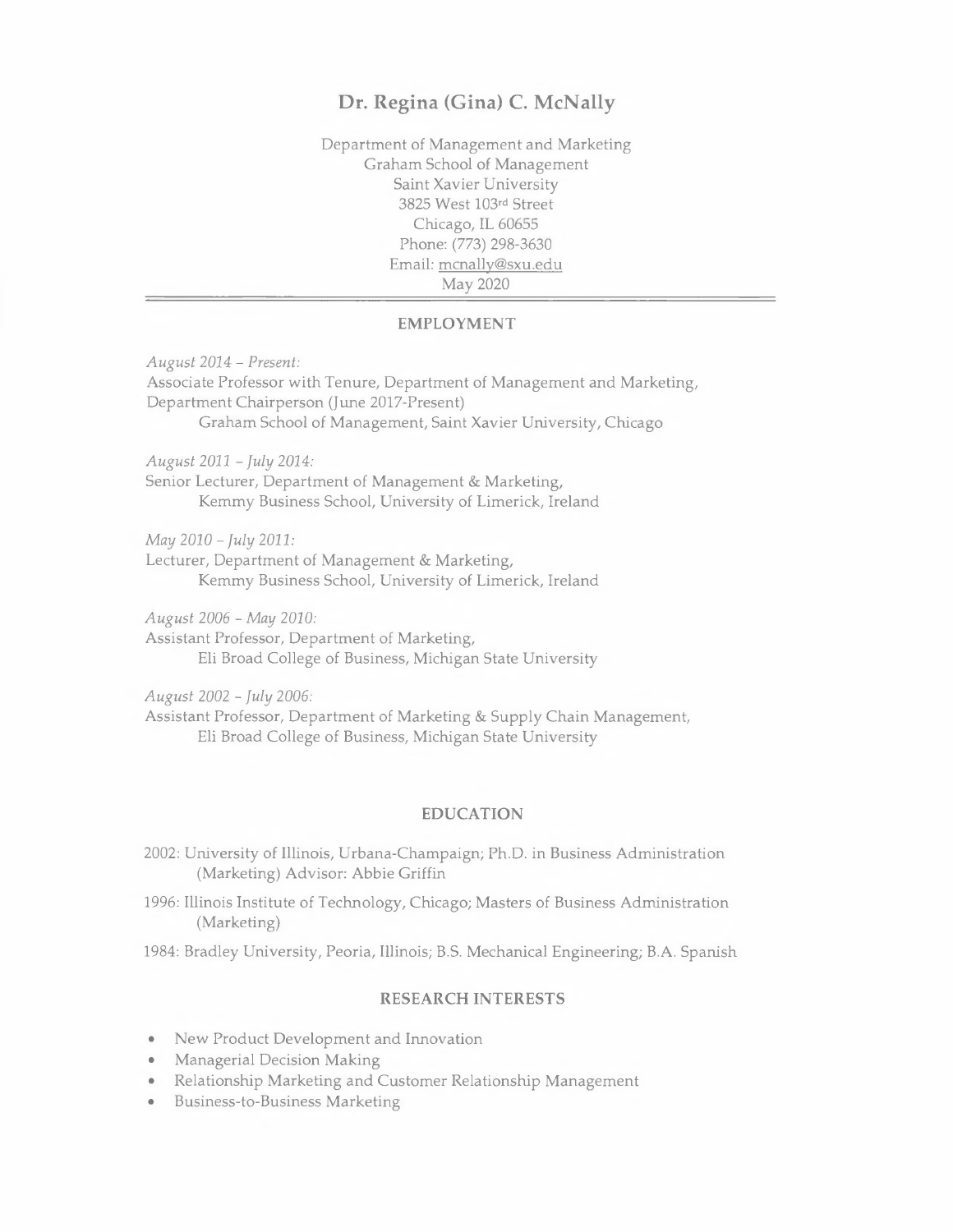# Dr. Regina (Gina) C. McNally

Department of Management and Marketing
Graham School of Management
Saint Xavier University
3825 West 103rd Street
Chicago, IL 60655
Phone: (773) 298-3630
Email: mcnally@sxu.edu
May 2020

---

## EMPLOYMENT

*August 2014 – Present:*
Associate Professor with Tenure, Department of Management and Marketing, Department Chairperson (June 2017-Present)
Graham School of Management, Saint Xavier University, Chicago

*August 2011 – July 2014:*
Senior Lecturer, Department of Management & Marketing,
Kemmy Business School, University of Limerick, Ireland

*May 2010 – July 2011:*
Lecturer, Department of Management & Marketing,
Kemmy Business School, University of Limerick, Ireland

*August 2006 - May 2010:*
Assistant Professor, Department of Marketing,
Eli Broad College of Business, Michigan State University

*August 2002 - July 2006:*
Assistant Professor, Department of Marketing & Supply Chain Management,
Eli Broad College of Business, Michigan State University

## EDUCATION

2002: University of Illinois, Urbana-Champaign; Ph.D. in Business Administration (Marketing) Advisor: Abbie Griffin

1996: Illinois Institute of Technology, Chicago; Masters of Business Administration (Marketing)

1984: Bradley University, Peoria, Illinois; B.S. Mechanical Engineering; B.A. Spanish

## RESEARCH INTERESTS

- New Product Development and Innovation
- Managerial Decision Making
- Relationship Marketing and Customer Relationship Management
- Business-to-Business Marketing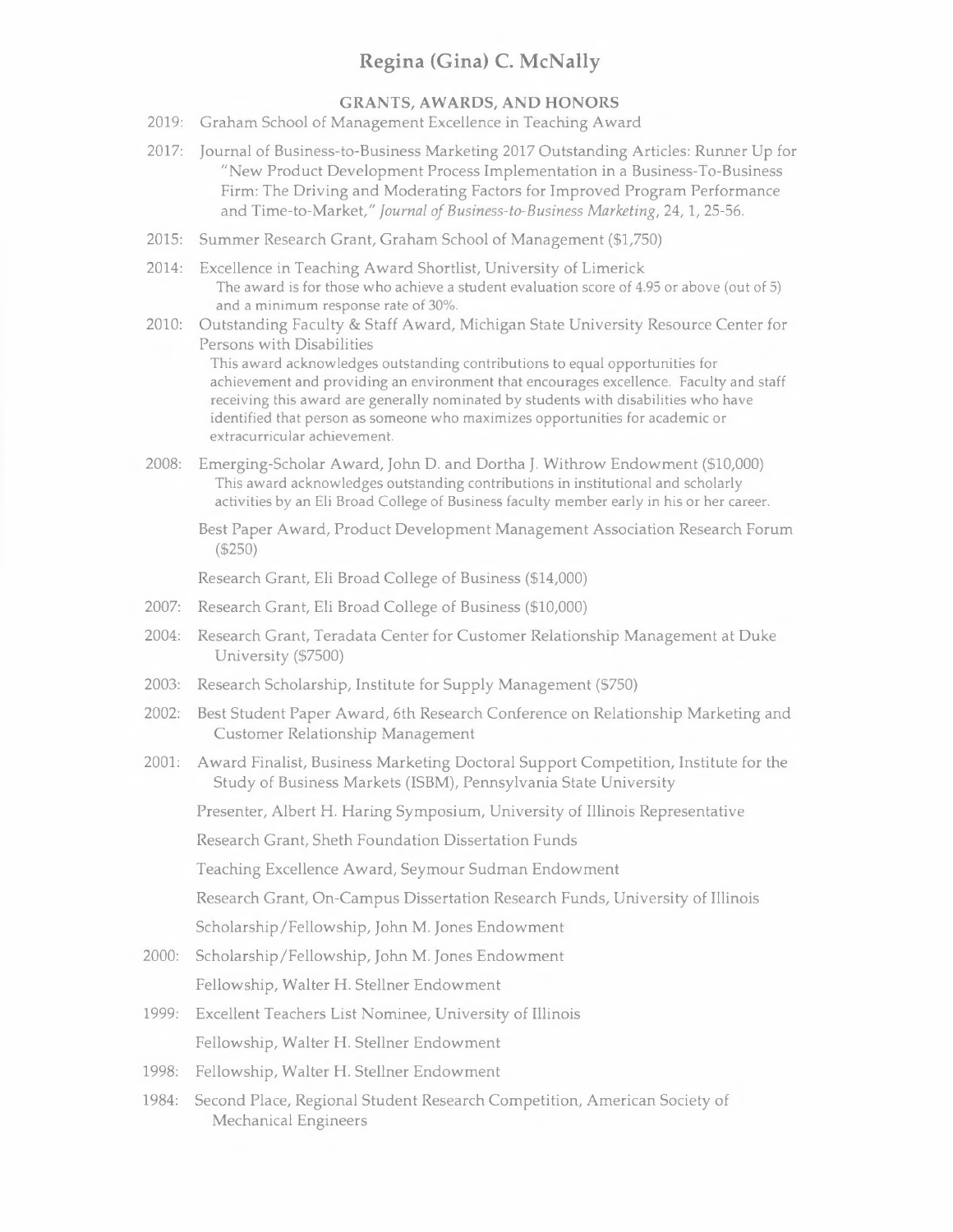# Regina (Gina) C. McNally

## GRANTS, AWARDS, AND HONORS

2019: Graham School of Management Excellence in Teaching Award

2017: Journal of Business-to-Business Marketing 2017 Outstanding Articles: Runner Up for "New Product Development Process Implementation in a Business-To-Business Firm: The Driving and Moderating Factors for Improved Program Performance and Time-to-Market," *Journal of Business-to-Business Marketing*, 24, 1, 25-56.

2015: Summer Research Grant, Graham School of Management ($1,750)

2014: Excellence in Teaching Award Shortlist, University of Limerick
The award is for those who achieve a student evaluation score of 4.95 or above (out of 5) and a minimum response rate of 30%.

2010: Outstanding Faculty & Staff Award, Michigan State University Resource Center for Persons with Disabilities
This award acknowledges outstanding contributions to equal opportunities for achievement and providing an environment that encourages excellence. Faculty and staff receiving this award are generally nominated by students with disabilities who have identified that person as someone who maximizes opportunities for academic or extracurricular achievement.

2008: Emerging-Scholar Award, John D. and Dortha J. Withrow Endowment ($10,000)
This award acknowledges outstanding contributions in institutional and scholarly activities by an Eli Broad College of Business faculty member early in his or her career.

Best Paper Award, Product Development Management Association Research Forum ($250)

Research Grant, Eli Broad College of Business ($14,000)

2007: Research Grant, Eli Broad College of Business ($10,000)

2004: Research Grant, Teradata Center for Customer Relationship Management at Duke University ($7500)

2003: Research Scholarship, Institute for Supply Management ($750)

2002: Best Student Paper Award, 6th Research Conference on Relationship Marketing and Customer Relationship Management

2001: Award Finalist, Business Marketing Doctoral Support Competition, Institute for the Study of Business Markets (ISBM), Pennsylvania State University

Presenter, Albert H. Haring Symposium, University of Illinois Representative

Research Grant, Sheth Foundation Dissertation Funds

Teaching Excellence Award, Seymour Sudman Endowment

Research Grant, On-Campus Dissertation Research Funds, University of Illinois

Scholarship/Fellowship, John M. Jones Endowment

2000: Scholarship/Fellowship, John M. Jones Endowment

Fellowship, Walter H. Stellner Endowment

1999: Excellent Teachers List Nominee, University of Illinois

Fellowship, Walter H. Stellner Endowment

1998: Fellowship, Walter H. Stellner Endowment

1984: Second Place, Regional Student Research Competition, American Society of Mechanical Engineers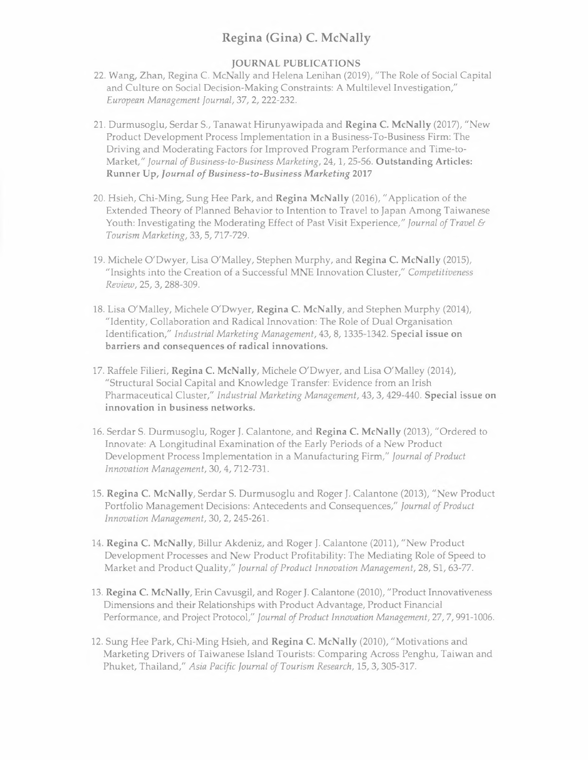# Regina (Gina) C. McNally

## JOURNAL PUBLICATIONS

22. Wang, Zhan, Regina C. McNally and Helena Lenihan (2019), "The Role of Social Capital and Culture on Social Decision-Making Constraints: A Multilevel Investigation," *European Management Journal*, 37, 2, 222-232.

21. Durmusoglu, Serdar S., Tanawat Hirunyawipada and **Regina C. McNally** (2017), "New Product Development Process Implementation in a Business-To-Business Firm: The Driving and Moderating Factors for Improved Program Performance and Time-to-Market," *Journal of Business-to-Business Marketing*, 24, 1, 25-56. **Outstanding Articles: Runner Up, *Journal of Business-to-Business Marketing* 2017**

20. Hsieh, Chi-Ming, Sung Hee Park, and **Regina McNally** (2016), "Application of the Extended Theory of Planned Behavior to Intention to Travel to Japan Among Taiwanese Youth: Investigating the Moderating Effect of Past Visit Experience," *Journal of Travel & Tourism Marketing*, 33, 5, 717-729.

19. Michele O'Dwyer, Lisa O'Malley, Stephen Murphy, and **Regina C. McNally** (2015), "Insights into the Creation of a Successful MNE Innovation Cluster," *Competitiveness Review*, 25, 3, 288-309.

18. Lisa O'Malley, Michele O'Dwyer, **Regina C. McNally**, and Stephen Murphy (2014), "Identity, Collaboration and Radical Innovation: The Role of Dual Organisation Identification," *Industrial Marketing Management*, 43, 8, 1335-1342. **Special issue on barriers and consequences of radical innovations.**

17. Raffele Filieri, **Regina C. McNally**, Michele O'Dwyer, and Lisa O'Malley (2014), "Structural Social Capital and Knowledge Transfer: Evidence from an Irish Pharmaceutical Cluster," *Industrial Marketing Management*, 43, 3, 429-440. **Special issue on innovation in business networks.**

16. Serdar S. Durmusoglu, Roger J. Calantone, and **Regina C. McNally** (2013), "Ordered to Innovate: A Longitudinal Examination of the Early Periods of a New Product Development Process Implementation in a Manufacturing Firm," *Journal of Product Innovation Management*, 30, 4, 712-731.

15. **Regina C. McNally**, Serdar S. Durmusoglu and Roger J. Calantone (2013), "New Product Portfolio Management Decisions: Antecedents and Consequences," *Journal of Product Innovation Management*, 30, 2, 245-261.

14. **Regina C. McNally**, Billur Akdeniz, and Roger J. Calantone (2011), "New Product Development Processes and New Product Profitability: The Mediating Role of Speed to Market and Product Quality," *Journal of Product Innovation Management*, 28, S1, 63-77.

13. **Regina C. McNally**, Erin Cavusgil, and Roger J. Calantone (2010), "Product Innovativeness Dimensions and their Relationships with Product Advantage, Product Financial Performance, and Project Protocol," *Journal of Product Innovation Management*, 27, 7, 991-1006.

12. Sung Hee Park, Chi-Ming Hsieh, and **Regina C. McNally** (2010), "Motivations and Marketing Drivers of Taiwanese Island Tourists: Comparing Across Penghu, Taiwan and Phuket, Thailand," *Asia Pacific Journal of Tourism Research*, 15, 3, 305-317.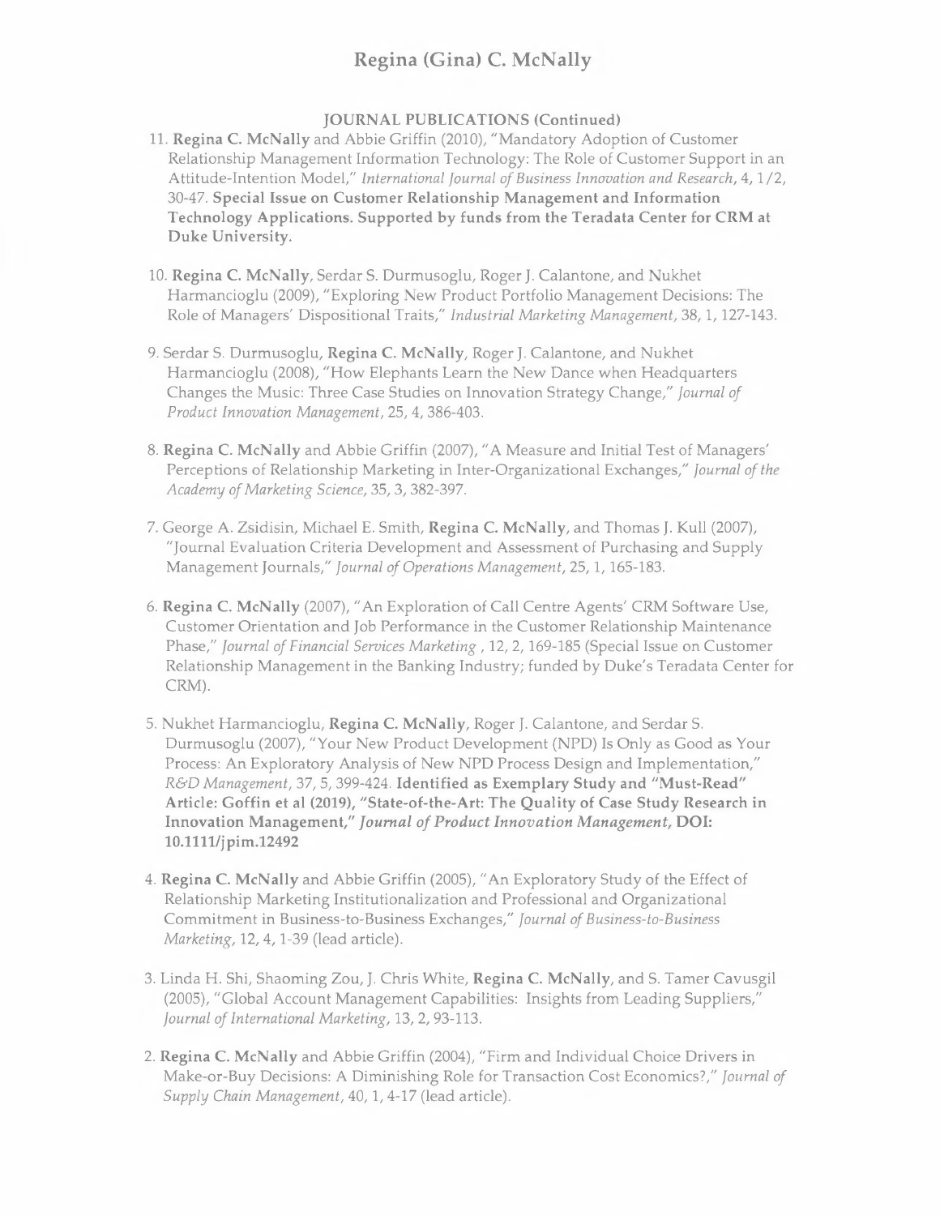# Regina (Gina) C. McNally

## JOURNAL PUBLICATIONS (Continued)

11. **Regina C. McNally** and Abbie Griffin (2010), "Mandatory Adoption of Customer Relationship Management Information Technology: The Role of Customer Support in an Attitude-Intention Model," *International Journal of Business Innovation and Research*, 4, 1/2, 30-47. **Special Issue on Customer Relationship Management and Information Technology Applications. Supported by funds from the Teradata Center for CRM at Duke University.**

10. **Regina C. McNally**, Serdar S. Durmusoglu, Roger J. Calantone, and Nukhet Harmancioglu (2009), "Exploring New Product Portfolio Management Decisions: The Role of Managers' Dispositional Traits," *Industrial Marketing Management*, 38, 1, 127-143.

9. Serdar S. Durmusoglu, **Regina C. McNally**, Roger J. Calantone, and Nukhet Harmancioglu (2008), "How Elephants Learn the New Dance when Headquarters Changes the Music: Three Case Studies on Innovation Strategy Change," *Journal of Product Innovation Management*, 25, 4, 386-403.

8. **Regina C. McNally** and Abbie Griffin (2007), "A Measure and Initial Test of Managers' Perceptions of Relationship Marketing in Inter-Organizational Exchanges," *Journal of the Academy of Marketing Science*, 35, 3, 382-397.

7. George A. Zsidisin, Michael E. Smith, **Regina C. McNally**, and Thomas J. Kull (2007), "Journal Evaluation Criteria Development and Assessment of Purchasing and Supply Management Journals," *Journal of Operations Management*, 25, 1, 165-183.

6. **Regina C. McNally** (2007), "An Exploration of Call Centre Agents' CRM Software Use, Customer Orientation and Job Performance in the Customer Relationship Maintenance Phase," *Journal of Financial Services Marketing* , 12, 2, 169-185 (Special Issue on Customer Relationship Management in the Banking Industry; funded by Duke's Teradata Center for CRM).

5. Nukhet Harmancioglu, **Regina C. McNally**, Roger J. Calantone, and Serdar S. Durmusoglu (2007), "Your New Product Development (NPD) Is Only as Good as Your Process: An Exploratory Analysis of New NPD Process Design and Implementation," *R&D Management*, 37, 5, 399-424. **Identified as Exemplary Study and "Must-Read" Article: Goffin et al (2019), "State-of-the-Art: The Quality of Case Study Research in Innovation Management,"** ***Journal of Product Innovation Management*****, DOI: 10.1111/jpim.12492**

4. **Regina C. McNally** and Abbie Griffin (2005), "An Exploratory Study of the Effect of Relationship Marketing Institutionalization and Professional and Organizational Commitment in Business-to-Business Exchanges," *Journal of Business-to-Business Marketing*, 12, 4, 1-39 (lead article).

3. Linda H. Shi, Shaoming Zou, J. Chris White, **Regina C. McNally**, and S. Tamer Cavusgil (2005), "Global Account Management Capabilities: Insights from Leading Suppliers," *Journal of International Marketing*, 13, 2, 93-113.

2. **Regina C. McNally** and Abbie Griffin (2004), "Firm and Individual Choice Drivers in Make-or-Buy Decisions: A Diminishing Role for Transaction Cost Economics?," *Journal of Supply Chain Management*, 40, 1, 4-17 (lead article).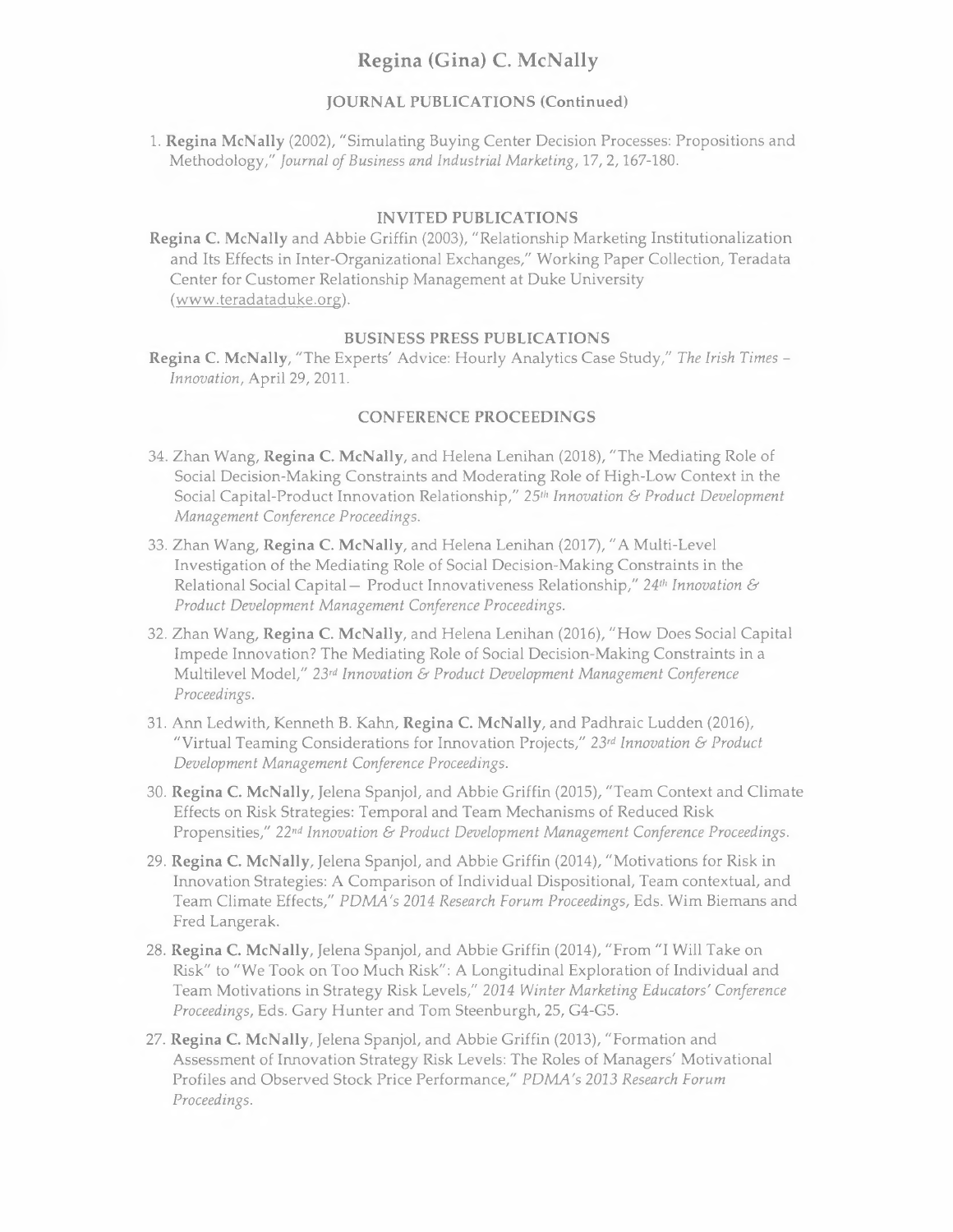# Regina (Gina) C. McNally

## JOURNAL PUBLICATIONS (Continued)

1. **Regina McNally** (2002), "Simulating Buying Center Decision Processes: Propositions and Methodology," *Journal of Business and Industrial Marketing*, 17, 2, 167-180.

## INVITED PUBLICATIONS

**Regina C. McNally** and Abbie Griffin (2003), "Relationship Marketing Institutionalization and Its Effects in Inter-Organizational Exchanges," Working Paper Collection, Teradata Center for Customer Relationship Management at Duke University (www.teradataduke.org).

## BUSINESS PRESS PUBLICATIONS

**Regina C. McNally**, "The Experts' Advice: Hourly Analytics Case Study," *The Irish Times – Innovation*, April 29, 2011.

## CONFERENCE PROCEEDINGS

34. Zhan Wang, **Regina C. McNally**, and Helena Lenihan (2018), "The Mediating Role of Social Decision-Making Constraints and Moderating Role of High-Low Context in the Social Capital-Product Innovation Relationship," *25th Innovation & Product Development Management Conference Proceedings*.

33. Zhan Wang, **Regina C. McNally**, and Helena Lenihan (2017), "A Multi-Level Investigation of the Mediating Role of Social Decision-Making Constraints in the Relational Social Capital— Product Innovativeness Relationship," *24th Innovation & Product Development Management Conference Proceedings*.

32. Zhan Wang, **Regina C. McNally**, and Helena Lenihan (2016), "How Does Social Capital Impede Innovation? The Mediating Role of Social Decision-Making Constraints in a Multilevel Model," *23rd Innovation & Product Development Management Conference Proceedings*.

31. Ann Ledwith, Kenneth B. Kahn, **Regina C. McNally**, and Padhraic Ludden (2016), "Virtual Teaming Considerations for Innovation Projects," *23rd Innovation & Product Development Management Conference Proceedings*.

30. **Regina C. McNally**, Jelena Spanjol, and Abbie Griffin (2015), "Team Context and Climate Effects on Risk Strategies: Temporal and Team Mechanisms of Reduced Risk Propensities," *22nd Innovation & Product Development Management Conference Proceedings*.

29. **Regina C. McNally**, Jelena Spanjol, and Abbie Griffin (2014), "Motivations for Risk in Innovation Strategies: A Comparison of Individual Dispositional, Team contextual, and Team Climate Effects," *PDMA's 2014 Research Forum Proceedings*, Eds. Wim Biemans and Fred Langerak.

28. **Regina C. McNally**, Jelena Spanjol, and Abbie Griffin (2014), "From "I Will Take on Risk" to "We Took on Too Much Risk": A Longitudinal Exploration of Individual and Team Motivations in Strategy Risk Levels," *2014 Winter Marketing Educators' Conference Proceedings*, Eds. Gary Hunter and Tom Steenburgh, 25, G4-G5.

27. **Regina C. McNally**, Jelena Spanjol, and Abbie Griffin (2013), "Formation and Assessment of Innovation Strategy Risk Levels: The Roles of Managers' Motivational Profiles and Observed Stock Price Performance," *PDMA's 2013 Research Forum Proceedings*.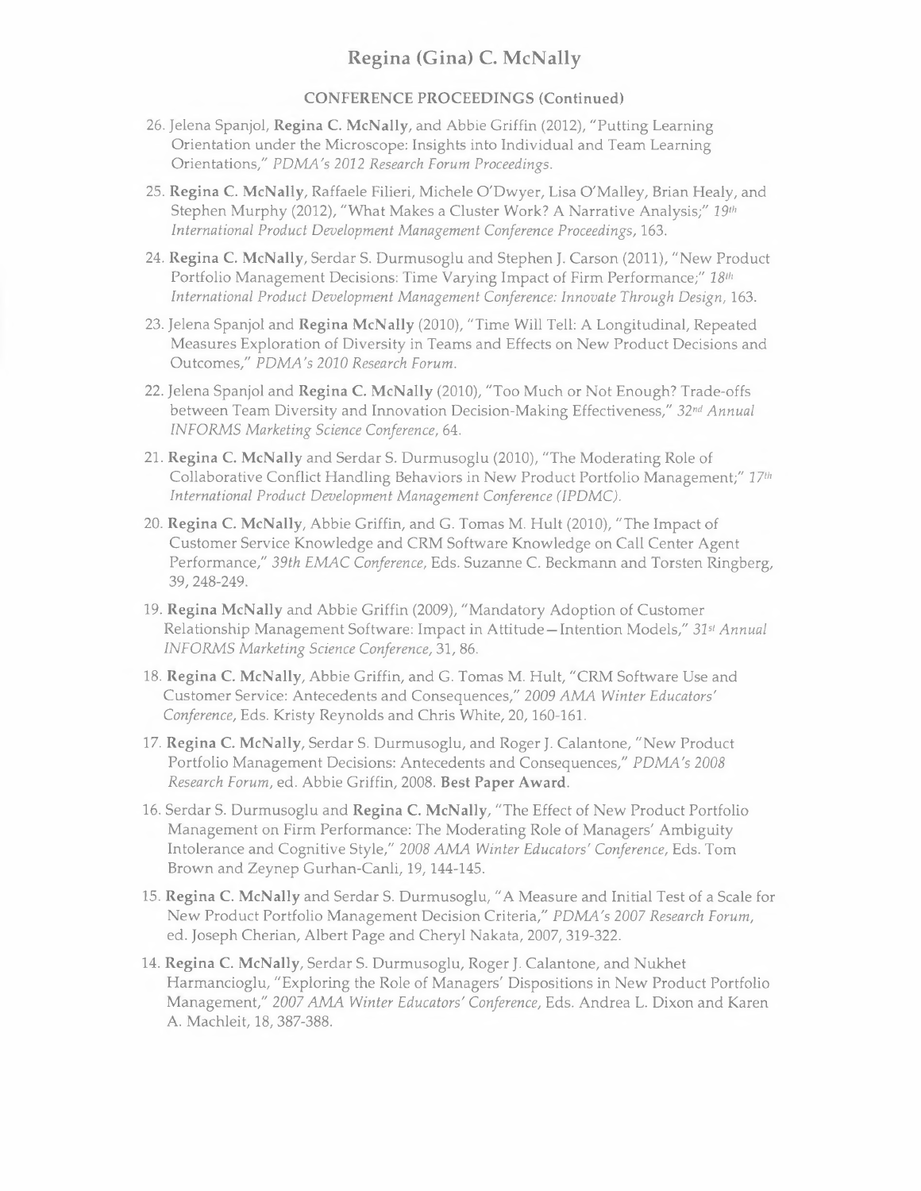### CONFERENCE PROCEEDINGS (Continued)

26. Jelena Spanjol, **Regina C. McNally**, and Abbie Griffin (2012), "Putting Learning Orientation under the Microscope: Insights into Individual and Team Learning Orientations," *PDMA's 2012 Research Forum Proceedings*.

25. **Regina C. McNally**, Raffaele Filieri, Michele O'Dwyer, Lisa O'Malley, Brian Healy, and Stephen Murphy (2012), "What Makes a Cluster Work? A Narrative Analysis;" *19th International Product Development Management Conference Proceedings*, 163.

24. **Regina C. McNally**, Serdar S. Durmusoglu and Stephen J. Carson (2011), "New Product Portfolio Management Decisions: Time Varying Impact of Firm Performance;" *18th International Product Development Management Conference: Innovate Through Design*, 163.

23. Jelena Spanjol and **Regina McNally** (2010), "Time Will Tell: A Longitudinal, Repeated Measures Exploration of Diversity in Teams and Effects on New Product Decisions and Outcomes," *PDMA's 2010 Research Forum*.

22. Jelena Spanjol and **Regina C. McNally** (2010), "Too Much or Not Enough? Trade-offs between Team Diversity and Innovation Decision-Making Effectiveness," *32nd Annual INFORMS Marketing Science Conference*, 64.

21. **Regina C. McNally** and Serdar S. Durmusoglu (2010), "The Moderating Role of Collaborative Conflict Handling Behaviors in New Product Portfolio Management;" *17th International Product Development Management Conference (IPDMC)*.

20. **Regina C. McNally**, Abbie Griffin, and G. Tomas M. Hult (2010), "The Impact of Customer Service Knowledge and CRM Software Knowledge on Call Center Agent Performance," *39th EMAC Conference*, Eds. Suzanne C. Beckmann and Torsten Ringberg, 39, 248-249.

19. **Regina McNally** and Abbie Griffin (2009), "Mandatory Adoption of Customer Relationship Management Software: Impact in Attitude—Intention Models," *31st Annual INFORMS Marketing Science Conference*, 31, 86.

18. **Regina C. McNally**, Abbie Griffin, and G. Tomas M. Hult, "CRM Software Use and Customer Service: Antecedents and Consequences," *2009 AMA Winter Educators' Conference*, Eds. Kristy Reynolds and Chris White, 20, 160-161.

17. **Regina C. McNally**, Serdar S. Durmusoglu, and Roger J. Calantone, "New Product Portfolio Management Decisions: Antecedents and Consequences," *PDMA's 2008 Research Forum*, ed. Abbie Griffin, 2008. **Best Paper Award**.

16. Serdar S. Durmusoglu and **Regina C. McNally**, "The Effect of New Product Portfolio Management on Firm Performance: The Moderating Role of Managers' Ambiguity Intolerance and Cognitive Style," *2008 AMA Winter Educators' Conference*, Eds. Tom Brown and Zeynep Gurhan-Canli, 19, 144-145.

15. **Regina C. McNally** and Serdar S. Durmusoglu, "A Measure and Initial Test of a Scale for New Product Portfolio Management Decision Criteria," *PDMA's 2007 Research Forum*, ed. Joseph Cherian, Albert Page and Cheryl Nakata, 2007, 319-322.

14. **Regina C. McNally**, Serdar S. Durmusoglu, Roger J. Calantone, and Nukhet Harmancioglu, "Exploring the Role of Managers' Dispositions in New Product Portfolio Management," *2007 AMA Winter Educators' Conference*, Eds. Andrea L. Dixon and Karen A. Machleit, 18, 387-388.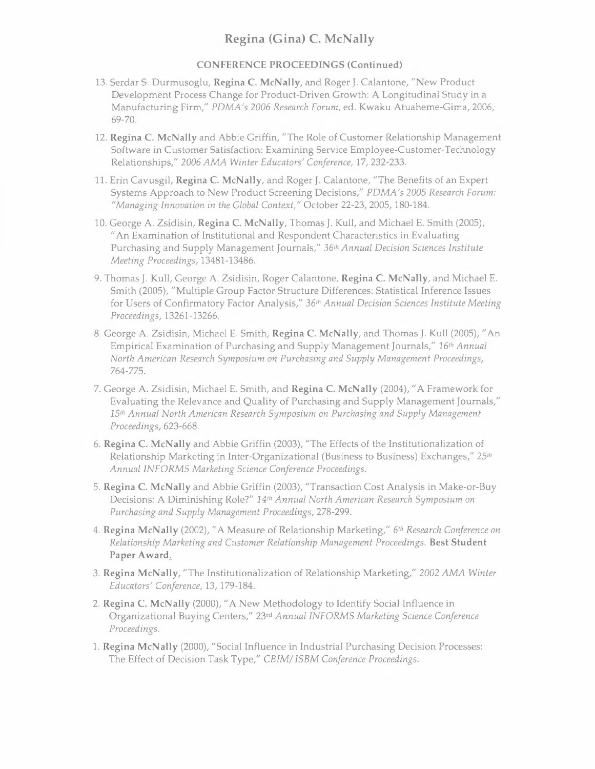## CONFERENCE PROCEEDINGS (Continued)

13. Serdar S. Durmusoglu, **Regina C. McNally**, and Roger J. Calantone, "New Product Development Process Change for Product-Driven Growth: A Longitudinal Study in a Manufacturing Firm," *PDMA's 2006 Research Forum*, ed. Kwaku Atuaheme-Gima, 2006, 69-70.

12. **Regina C. McNally** and Abbie Griffin, "The Role of Customer Relationship Management Software in Customer Satisfaction: Examining Service Employee-Customer-Technology Relationships," *2006 AMA Winter Educators' Conference*, 17, 232-233.

11. Erin Cavusgil, **Regina C. McNally**, and Roger J. Calantone, "The Benefits of an Expert Systems Approach to New Product Screening Decisions," *PDMA's 2005 Research Forum: "Managing Innovation in the Global Context,"* October 22-23, 2005, 180-184.

10. George A. Zsidisin, **Regina C. McNally**, Thomas J. Kull, and Michael E. Smith (2005), "An Examination of Institutional and Respondent Characteristics in Evaluating Purchasing and Supply Management Journals," *36th Annual Decision Sciences Institute Meeting Proceedings*, 13481-13486.

9. Thomas J. Kull, George A. Zsidisin, Roger Calantone, **Regina C. McNally**, and Michael E. Smith (2005), "Multiple Group Factor Structure Differences: Statistical Inference Issues for Users of Confirmatory Factor Analysis," *36th Annual Decision Sciences Institute Meeting Proceedings*, 13261-13266.

8. George A. Zsidisin, Michael E. Smith, **Regina C. McNally**, and Thomas J. Kull (2005), "An Empirical Examination of Purchasing and Supply Management Journals," *16th Annual North American Research Symposium on Purchasing and Supply Management Proceedings*, 764-775.

7. George A. Zsidisin, Michael E. Smith, and **Regina C. McNally** (2004), "A Framework for Evaluating the Relevance and Quality of Purchasing and Supply Management Journals," *15th Annual North American Research Symposium on Purchasing and Supply Management Proceedings*, 623-668.

6. **Regina C. McNally** and Abbie Griffin (2003), "The Effects of the Institutionalization of Relationship Marketing in Inter-Organizational (Business to Business) Exchanges," *25th Annual INFORMS Marketing Science Conference Proceedings*.

5. **Regina C. McNally** and Abbie Griffin (2003), "Transaction Cost Analysis in Make-or-Buy Decisions: A Diminishing Role?" *14th Annual North American Research Symposium on Purchasing and Supply Management Proceedings*, 278-299.

4. **Regina McNally** (2002), "A Measure of Relationship Marketing," *6th Research Conference on Relationship Marketing and Customer Relationship Management Proceedings*. **Best Student Paper Award**.

3. **Regina McNally**, "The Institutionalization of Relationship Marketing," *2002 AMA Winter Educators' Conference*, 13, 179-184.

2. **Regina C. McNally** (2000), "A New Methodology to Identify Social Influence in Organizational Buying Centers," 23rd *Annual INFORMS Marketing Science Conference Proceedings*.

1. **Regina McNally** (2000), "Social Influence in Industrial Purchasing Decision Processes: The Effect of Decision Task Type," *CBIM/ISBM Conference Proceedings*.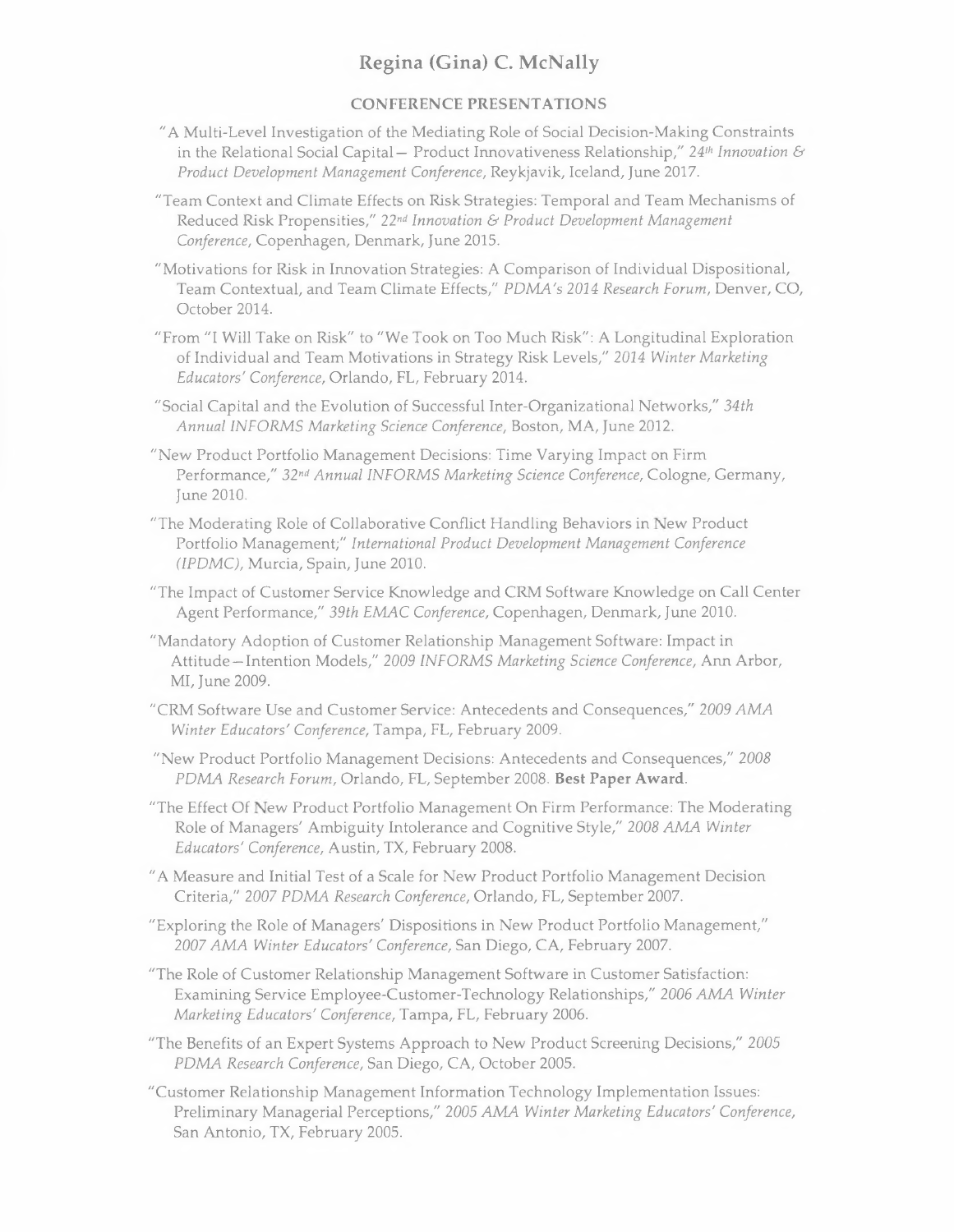# Regina (Gina) C. McNally

## CONFERENCE PRESENTATIONS

"A Multi-Level Investigation of the Mediating Role of Social Decision-Making Constraints in the Relational Social Capital— Product Innovativeness Relationship," *24th Innovation & Product Development Management Conference*, Reykjavik, Iceland, June 2017.

"Team Context and Climate Effects on Risk Strategies: Temporal and Team Mechanisms of Reduced Risk Propensities," *22nd Innovation & Product Development Management Conference*, Copenhagen, Denmark, June 2015.

"Motivations for Risk in Innovation Strategies: A Comparison of Individual Dispositional, Team Contextual, and Team Climate Effects," *PDMA's 2014 Research Forum*, Denver, CO, October 2014.

"From "I Will Take on Risk" to "We Took on Too Much Risk": A Longitudinal Exploration of Individual and Team Motivations in Strategy Risk Levels," *2014 Winter Marketing Educators' Conference*, Orlando, FL, February 2014.

"Social Capital and the Evolution of Successful Inter-Organizational Networks," *34th Annual INFORMS Marketing Science Conference*, Boston, MA, June 2012.

"New Product Portfolio Management Decisions: Time Varying Impact on Firm Performance," *32nd Annual INFORMS Marketing Science Conference*, Cologne, Germany, June 2010.

"The Moderating Role of Collaborative Conflict Handling Behaviors in New Product Portfolio Management;" *International Product Development Management Conference (IPDMC)*, Murcia, Spain, June 2010.

"The Impact of Customer Service Knowledge and CRM Software Knowledge on Call Center Agent Performance," *39th EMAC Conference*, Copenhagen, Denmark, June 2010.

"Mandatory Adoption of Customer Relationship Management Software: Impact in Attitude—Intention Models," *2009 INFORMS Marketing Science Conference*, Ann Arbor, MI, June 2009.

"CRM Software Use and Customer Service: Antecedents and Consequences," *2009 AMA Winter Educators' Conference*, Tampa, FL, February 2009.

"New Product Portfolio Management Decisions: Antecedents and Consequences," *2008 PDMA Research Forum*, Orlando, FL, September 2008. **Best Paper Award**.

"The Effect Of New Product Portfolio Management On Firm Performance: The Moderating Role of Managers' Ambiguity Intolerance and Cognitive Style," *2008 AMA Winter Educators' Conference*, Austin, TX, February 2008.

"A Measure and Initial Test of a Scale for New Product Portfolio Management Decision Criteria," *2007 PDMA Research Conference*, Orlando, FL, September 2007.

"Exploring the Role of Managers' Dispositions in New Product Portfolio Management," *2007 AMA Winter Educators' Conference*, San Diego, CA, February 2007.

"The Role of Customer Relationship Management Software in Customer Satisfaction: Examining Service Employee-Customer-Technology Relationships," *2006 AMA Winter Marketing Educators' Conference*, Tampa, FL, February 2006.

"The Benefits of an Expert Systems Approach to New Product Screening Decisions," *2005 PDMA Research Conference*, San Diego, CA, October 2005.

"Customer Relationship Management Information Technology Implementation Issues: Preliminary Managerial Perceptions," *2005 AMA Winter Marketing Educators' Conference*, San Antonio, TX, February 2005.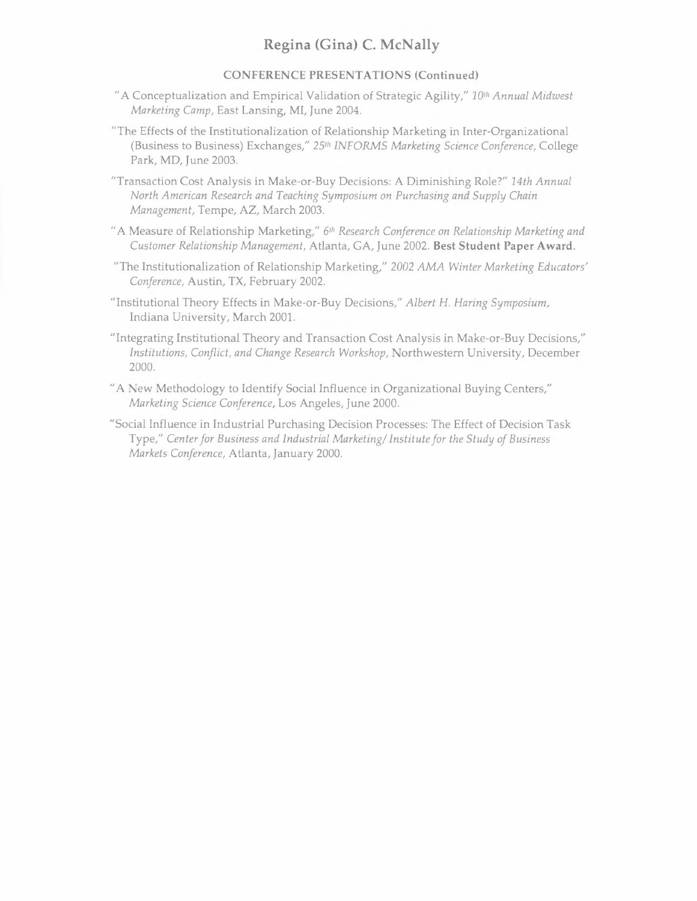CONFERENCE PRESENTATIONS (Continued)

"A Conceptualization and Empirical Validation of Strategic Agility," *10th Annual Midwest Marketing Camp*, East Lansing, MI, June 2004.

"The Effects of the Institutionalization of Relationship Marketing in Inter-Organizational (Business to Business) Exchanges," *25th INFORMS Marketing Science Conference*, College Park, MD, June 2003.

"Transaction Cost Analysis in Make-or-Buy Decisions: A Diminishing Role?" *14th Annual North American Research and Teaching Symposium on Purchasing and Supply Chain Management*, Tempe, AZ, March 2003.

"A Measure of Relationship Marketing," *6th Research Conference on Relationship Marketing and Customer Relationship Management*, Atlanta, GA, June 2002. **Best Student Paper Award.**

"The Institutionalization of Relationship Marketing," *2002 AMA Winter Marketing Educators' Conference*, Austin, TX, February 2002.

"Institutional Theory Effects in Make-or-Buy Decisions," *Albert H. Haring Symposium*, Indiana University, March 2001.

"Integrating Institutional Theory and Transaction Cost Analysis in Make-or-Buy Decisions," *Institutions, Conflict, and Change Research Workshop*, Northwestern University, December 2000.

"A New Methodology to Identify Social Influence in Organizational Buying Centers," *Marketing Science Conference*, Los Angeles, June 2000.

"Social Influence in Industrial Purchasing Decision Processes: The Effect of Decision Task Type," *Center for Business and Industrial Marketing/ Institute for the Study of Business Markets Conference*, Atlanta, January 2000.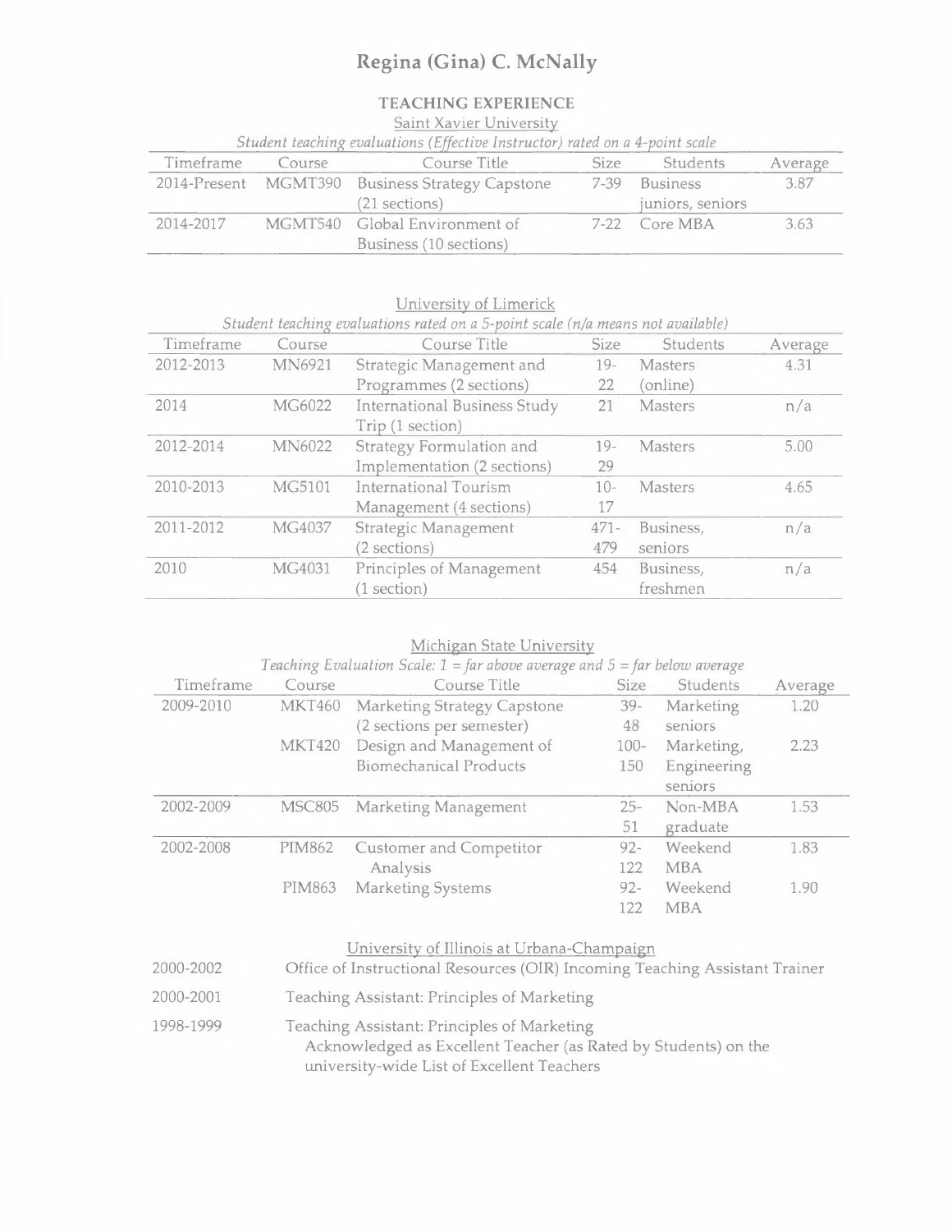# Regina (Gina) C. McNally

## TEACHING EXPERIENCE

### Saint Xavier University

*Student teaching evaluations (Effective Instructor) rated on a 4-point scale*

| Timeframe | Course | Course Title | Size | Students | Average |
|---|---|---|---|---|---|
| 2014-Present | MGMT390 | Business Strategy Capstone (21 sections) | 7-39 | Business juniors, seniors | 3.87 |
| 2014-2017 | MGMT540 | Global Environment of Business (10 sections) | 7-22 | Core MBA | 3.63 |

### University of Limerick

*Student teaching evaluations rated on a 5-point scale (n/a means not available)*

| Timeframe | Course | Course Title | Size | Students | Average |
|---|---|---|---|---|---|
| 2012-2013 | MN6921 | Strategic Management and Programmes (2 sections) | 19-22 | Masters (online) | 4.31 |
| 2014 | MG6022 | International Business Study Trip (1 section) | 21 | Masters | n/a |
| 2012-2014 | MN6022 | Strategy Formulation and Implementation (2 sections) | 19-29 | Masters | 5.00 |
| 2010-2013 | MG5101 | International Tourism Management (4 sections) | 10-17 | Masters | 4.65 |
| 2011-2012 | MG4037 | Strategic Management (2 sections) | 471-479 | Business, seniors | n/a |
| 2010 | MG4031 | Principles of Management (1 section) | 454 | Business, freshmen | n/a |

### Michigan State University

*Teaching Evaluation Scale: 1 = far above average and 5 = far below average*

| Timeframe | Course | Course Title | Size | Students | Average |
|---|---|---|---|---|---|
| 2009-2010 | MKT460 | Marketing Strategy Capstone (2 sections per semester) | 39-48 | Marketing seniors | 1.20 |
| | MKT420 | Design and Management of Biomechanical Products | 100-150 | Marketing, Engineering seniors | 2.23 |
| 2002-2009 | MSC805 | Marketing Management | 25-51 | Non-MBA graduate | 1.53 |
| 2002-2008 | PIM862 | Customer and Competitor Analysis | 92-122 | Weekend MBA | 1.83 |
| | PIM863 | Marketing Systems | 92-122 | Weekend MBA | 1.90 |

### University of Illinois at Urbana-Champaign

2000-2002 Office of Instructional Resources (OIR) Incoming Teaching Assistant Trainer

2000-2001 Teaching Assistant: Principles of Marketing

1998-1999 Teaching Assistant: Principles of Marketing
Acknowledged as Excellent Teacher (as Rated by Students) on the university-wide List of Excellent Teachers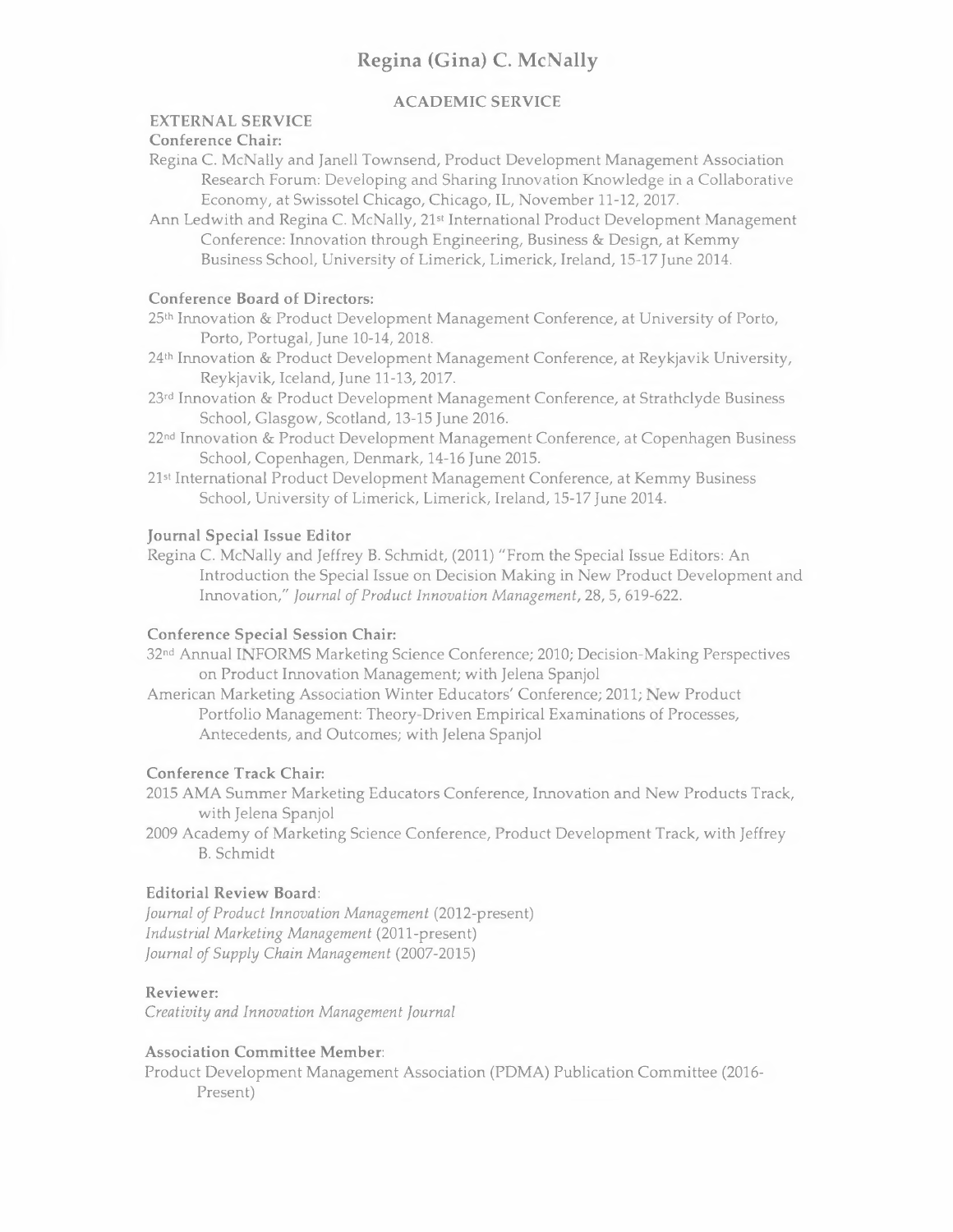# Regina (Gina) C. McNally

## ACADEMIC SERVICE

### EXTERNAL SERVICE

**Conference Chair:**

Regina C. McNally and Janell Townsend, Product Development Management Association Research Forum: Developing and Sharing Innovation Knowledge in a Collaborative Economy, at Swissotel Chicago, Chicago, IL, November 11-12, 2017.

Ann Ledwith and Regina C. McNally, 21st International Product Development Management Conference: Innovation through Engineering, Business & Design, at Kemmy Business School, University of Limerick, Limerick, Ireland, 15-17 June 2014.

**Conference Board of Directors:**

25th Innovation & Product Development Management Conference, at University of Porto, Porto, Portugal, June 10-14, 2018.

24th Innovation & Product Development Management Conference, at Reykjavik University, Reykjavik, Iceland, June 11-13, 2017.

23rd Innovation & Product Development Management Conference, at Strathclyde Business School, Glasgow, Scotland, 13-15 June 2016.

22nd Innovation & Product Development Management Conference, at Copenhagen Business School, Copenhagen, Denmark, 14-16 June 2015.

21st International Product Development Management Conference, at Kemmy Business School, University of Limerick, Limerick, Ireland, 15-17 June 2014.

**Journal Special Issue Editor**

Regina C. McNally and Jeffrey B. Schmidt, (2011) "From the Special Issue Editors: An Introduction the Special Issue on Decision Making in New Product Development and Innovation," *Journal of Product Innovation Management*, 28, 5, 619-622.

**Conference Special Session Chair:**

32nd Annual INFORMS Marketing Science Conference; 2010; Decision-Making Perspectives on Product Innovation Management; with Jelena Spanjol

American Marketing Association Winter Educators' Conference; 2011; New Product Portfolio Management: Theory-Driven Empirical Examinations of Processes, Antecedents, and Outcomes; with Jelena Spanjol

**Conference Track Chair:**

2015 AMA Summer Marketing Educators Conference, Innovation and New Products Track, with Jelena Spanjol

2009 Academy of Marketing Science Conference, Product Development Track, with Jeffrey B. Schmidt

**Editorial Review Board**:

*Journal of Product Innovation Management* (2012-present)
*Industrial Marketing Management* (2011-present)
*Journal of Supply Chain Management* (2007-2015)

**Reviewer:**

*Creativity and Innovation Management Journal*

**Association Committee Member**:

Product Development Management Association (PDMA) Publication Committee (2016-Present)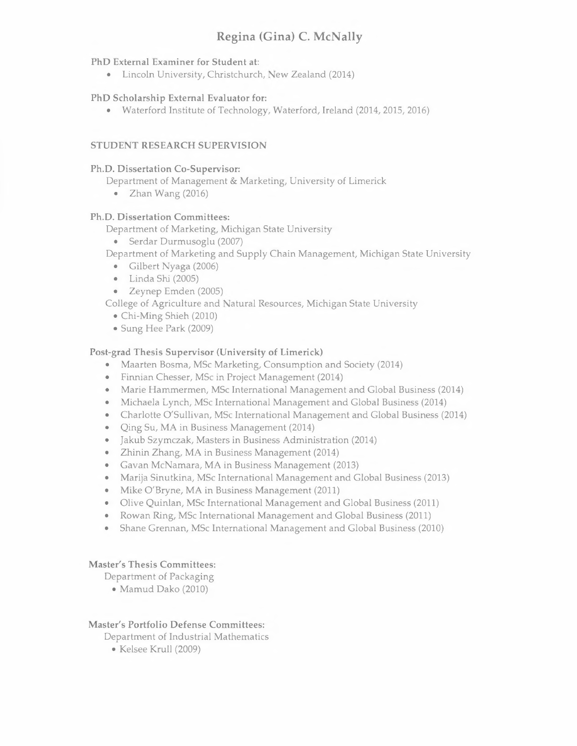**PhD External Examiner for Student at**:

- Lincoln University, Christchurch, New Zealand (2014)

**PhD Scholarship External Evaluator for:**

- Waterford Institute of Technology, Waterford, Ireland (2014, 2015, 2016)

## STUDENT RESEARCH SUPERVISION

**Ph.D. Dissertation Co-Supervisor:**

Department of Management & Marketing, University of Limerick

- Zhan Wang (2016)

**Ph.D. Dissertation Committees:**

Department of Marketing, Michigan State University

- Serdar Durmusoglu (2007)

Department of Marketing and Supply Chain Management, Michigan State University

- Gilbert Nyaga (2006)
- Linda Shi (2005)
- Zeynep Emden (2005)

College of Agriculture and Natural Resources, Michigan State University

- Chi-Ming Shieh (2010)
- Sung Hee Park (2009)

**Post-grad Thesis Supervisor (University of Limerick)**

- Maarten Bosma, MSc Marketing, Consumption and Society (2014)
- Finnian Chesser, MSc in Project Management (2014)
- Marie Hammermen, MSc International Management and Global Business (2014)
- Michaela Lynch, MSc International Management and Global Business (2014)
- Charlotte O'Sullivan, MSc International Management and Global Business (2014)
- Qing Su, MA in Business Management (2014)
- Jakub Szymczak, Masters in Business Administration (2014)
- Zhinin Zhang, MA in Business Management (2014)
- Gavan McNamara, MA in Business Management (2013)
- Marija Sinutkina, MSc International Management and Global Business (2013)
- Mike O'Bryne, MA in Business Management (2011)
- Olive Quinlan, MSc International Management and Global Business (2011)
- Rowan Ring, MSc International Management and Global Business (2011)
- Shane Grennan, MSc International Management and Global Business (2010)

**Master's Thesis Committees:**

Department of Packaging

- Mamud Dako (2010)

**Master's Portfolio Defense Committees:**

Department of Industrial Mathematics

- Kelsee Krull (2009)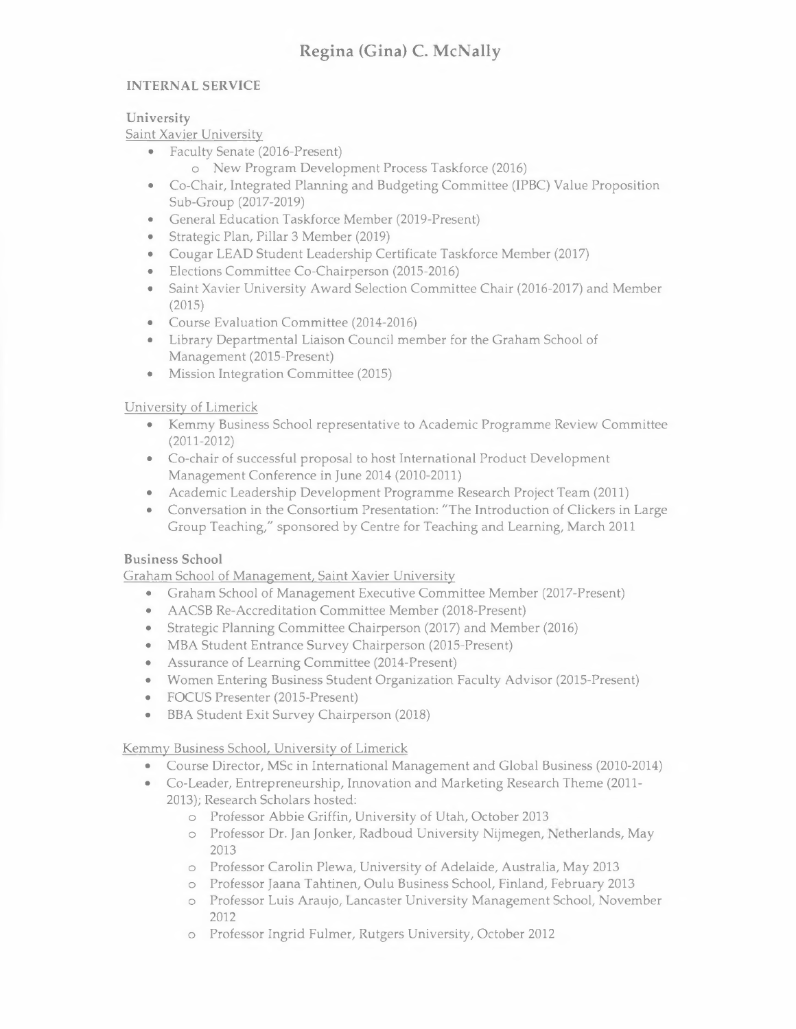# Regina (Gina) C. McNally

## INTERNAL SERVICE

### University

Saint Xavier University

- Faculty Senate (2016-Present)
  - New Program Development Process Taskforce (2016)
- Co-Chair, Integrated Planning and Budgeting Committee (IPBC) Value Proposition Sub-Group (2017-2019)
- General Education Taskforce Member (2019-Present)
- Strategic Plan, Pillar 3 Member (2019)
- Cougar LEAD Student Leadership Certificate Taskforce Member (2017)
- Elections Committee Co-Chairperson (2015-2016)
- Saint Xavier University Award Selection Committee Chair (2016-2017) and Member (2015)
- Course Evaluation Committee (2014-2016)
- Library Departmental Liaison Council member for the Graham School of Management (2015-Present)
- Mission Integration Committee (2015)

University of Limerick

- Kemmy Business School representative to Academic Programme Review Committee (2011-2012)
- Co-chair of successful proposal to host International Product Development Management Conference in June 2014 (2010-2011)
- Academic Leadership Development Programme Research Project Team (2011)
- Conversation in the Consortium Presentation: "The Introduction of Clickers in Large Group Teaching," sponsored by Centre for Teaching and Learning, March 2011

### Business School

Graham School of Management, Saint Xavier University

- Graham School of Management Executive Committee Member (2017-Present)
- AACSB Re-Accreditation Committee Member (2018-Present)
- Strategic Planning Committee Chairperson (2017) and Member (2016)
- MBA Student Entrance Survey Chairperson (2015-Present)
- Assurance of Learning Committee (2014-Present)
- Women Entering Business Student Organization Faculty Advisor (2015-Present)
- FOCUS Presenter (2015-Present)
- BBA Student Exit Survey Chairperson (2018)

Kemmy Business School, University of Limerick

- Course Director, MSc in International Management and Global Business (2010-2014)
- Co-Leader, Entrepreneurship, Innovation and Marketing Research Theme (2011-2013); Research Scholars hosted:
  - Professor Abbie Griffin, University of Utah, October 2013
  - Professor Dr. Jan Jonker, Radboud University Nijmegen, Netherlands, May 2013
  - Professor Carolin Plewa, University of Adelaide, Australia, May 2013
  - Professor Jaana Tahtinen, Oulu Business School, Finland, February 2013
  - Professor Luis Araujo, Lancaster University Management School, November 2012
  - Professor Ingrid Fulmer, Rutgers University, October 2012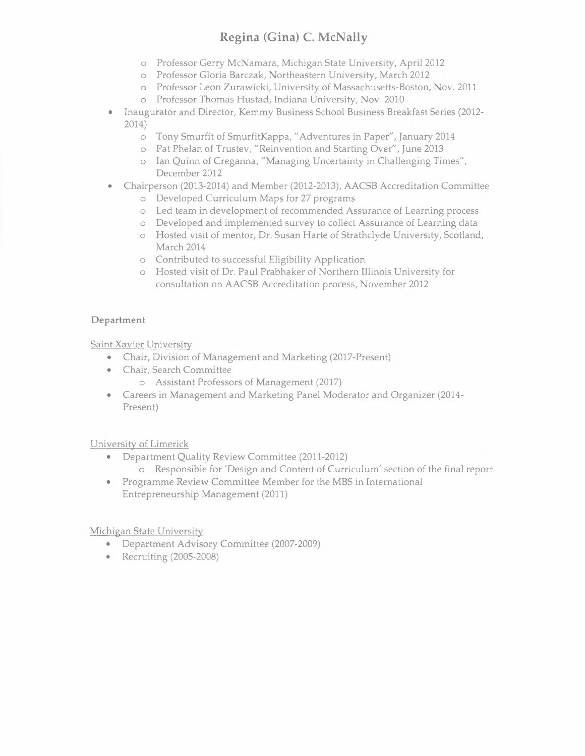- Professor Gerry McNamara, Michigan State University, April 2012
  - Professor Gloria Barczak, Northeastern University, March 2012
  - Professor Leon Zurawicki, University of Massachusetts-Boston, Nov. 2011
  - Professor Thomas Hustad, Indiana University, Nov. 2010
- Inaugurator and Director, Kemmy Business School Business Breakfast Series (2012-2014)
  - Tony Smurfit of SmurfitKappa, "Adventures in Paper", January 2014
  - Pat Phelan of Trustev, "Reinvention and Starting Over", June 2013
  - Ian Quinn of Creganna, "Managing Uncertainty in Challenging Times", December 2012
- Chairperson (2013-2014) and Member (2012-2013), AACSB Accreditation Committee
  - Developed Curriculum Maps for 27 programs
  - Led team in development of recommended Assurance of Learning process
  - Developed and implemented survey to collect Assurance of Learning data
  - Hosted visit of mentor, Dr. Susan Harte of Strathclyde University, Scotland, March 2014
  - Contributed to successful Eligibility Application
  - Hosted visit of Dr. Paul Prabhaker of Northern Illinois University for consultation on AACSB Accreditation process, November 2012

**Department**

<u>Saint Xavier University</u>

- Chair, Division of Management and Marketing (2017-Present)
- Chair, Search Committee
  - Assistant Professors of Management (2017)
- Careers in Management and Marketing Panel Moderator and Organizer (2014-Present)

<u>University of Limerick</u>

- Department Quality Review Committee (2011-2012)
  - Responsible for 'Design and Content of Curriculum' section of the final report
- Programme Review Committee Member for the MBS in International Entrepreneurship Management (2011)

<u>Michigan State University</u>

- Department Advisory Committee (2007-2009)
- Recruiting (2005-2008)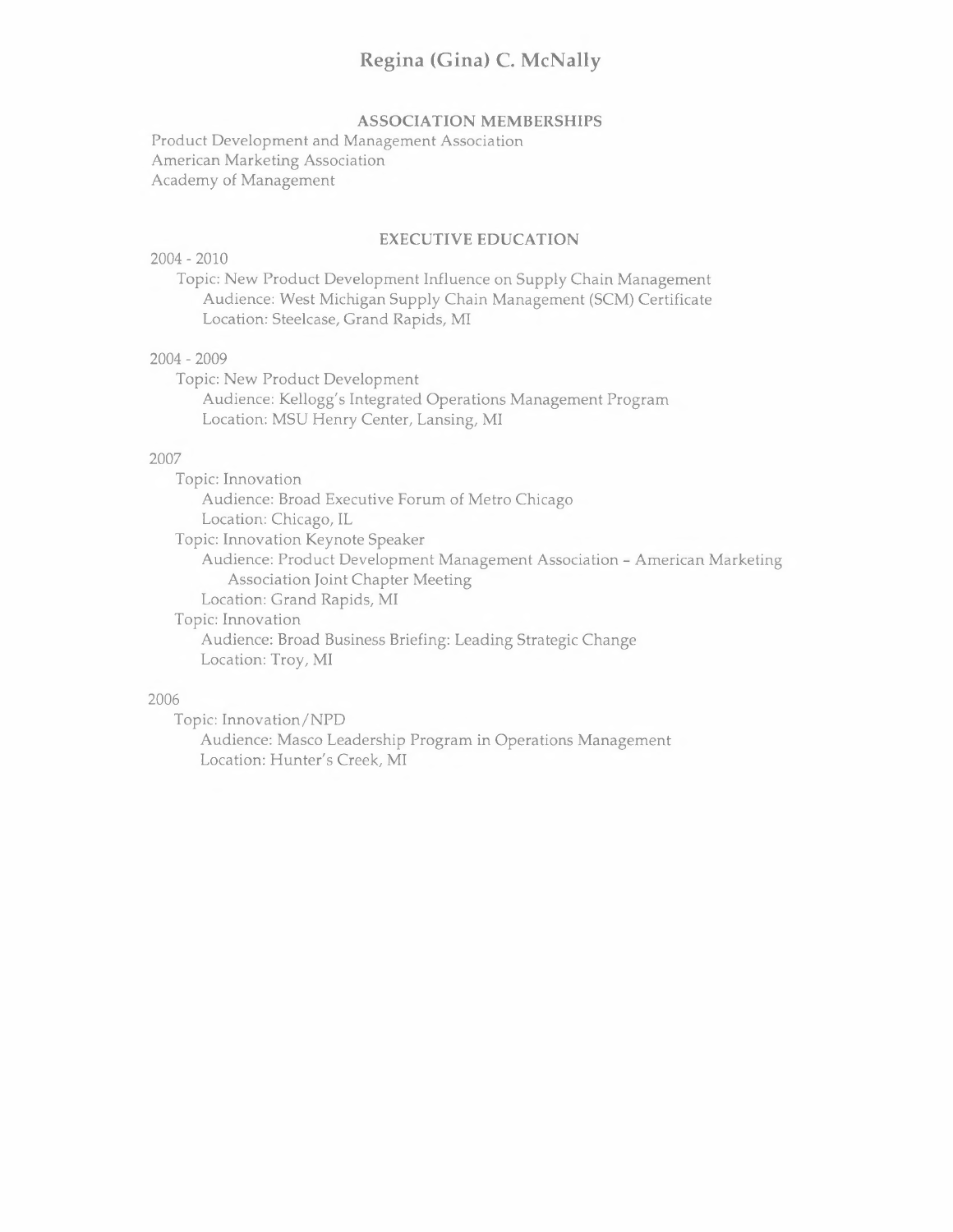# Regina (Gina) C. McNally

## ASSOCIATION MEMBERSHIPS

Product Development and Management Association
American Marketing Association
Academy of Management

## EXECUTIVE EDUCATION

2004 - 2010

- Topic: New Product Development Influence on Supply Chain Management
  - Audience: West Michigan Supply Chain Management (SCM) Certificate
  - Location: Steelcase, Grand Rapids, MI

2004 - 2009

- Topic: New Product Development
  - Audience: Kellogg's Integrated Operations Management Program
  - Location: MSU Henry Center, Lansing, MI

2007

- Topic: Innovation
  - Audience: Broad Executive Forum of Metro Chicago
  - Location: Chicago, IL
- Topic: Innovation Keynote Speaker
  - Audience: Product Development Management Association – American Marketing Association Joint Chapter Meeting
  - Location: Grand Rapids, MI
- Topic: Innovation
  - Audience: Broad Business Briefing: Leading Strategic Change
  - Location: Troy, MI

2006

- Topic: Innovation/NPD
  - Audience: Masco Leadership Program in Operations Management
  - Location: Hunter's Creek, MI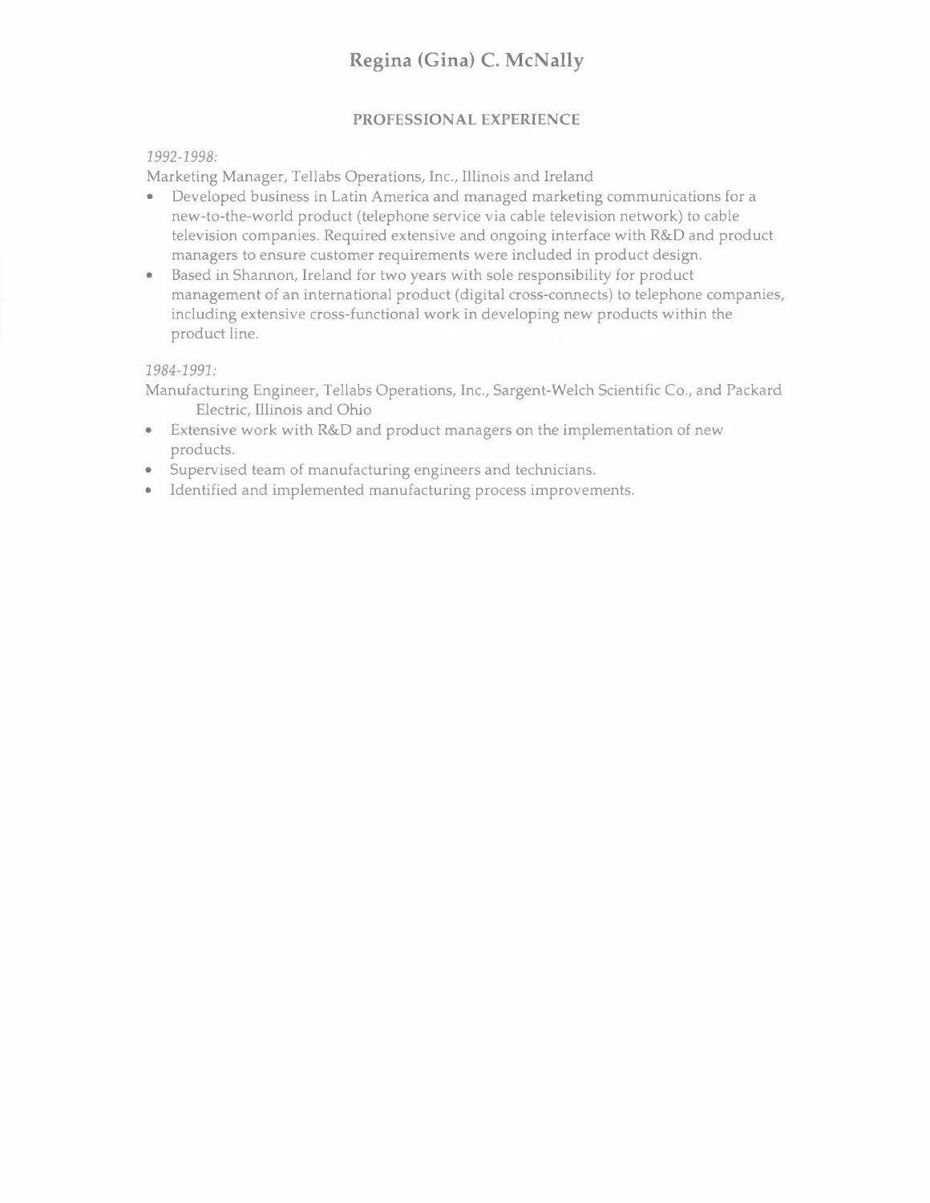# Regina (Gina) C. McNally

## PROFESSIONAL EXPERIENCE

*1992-1998:*

Marketing Manager, Tellabs Operations, Inc., Illinois and Ireland

- Developed business in Latin America and managed marketing communications for a new-to-the-world product (telephone service via cable television network) to cable television companies. Required extensive and ongoing interface with R&D and product managers to ensure customer requirements were included in product design.
- Based in Shannon, Ireland for two years with sole responsibility for product management of an international product (digital cross-connects) to telephone companies, including extensive cross-functional work in developing new products within the product line.

*1984-1991:*

Manufacturing Engineer, Tellabs Operations, Inc., Sargent-Welch Scientific Co., and Packard Electric, Illinois and Ohio

- Extensive work with R&D and product managers on the implementation of new products.
- Supervised team of manufacturing engineers and technicians.
- Identified and implemented manufacturing process improvements.